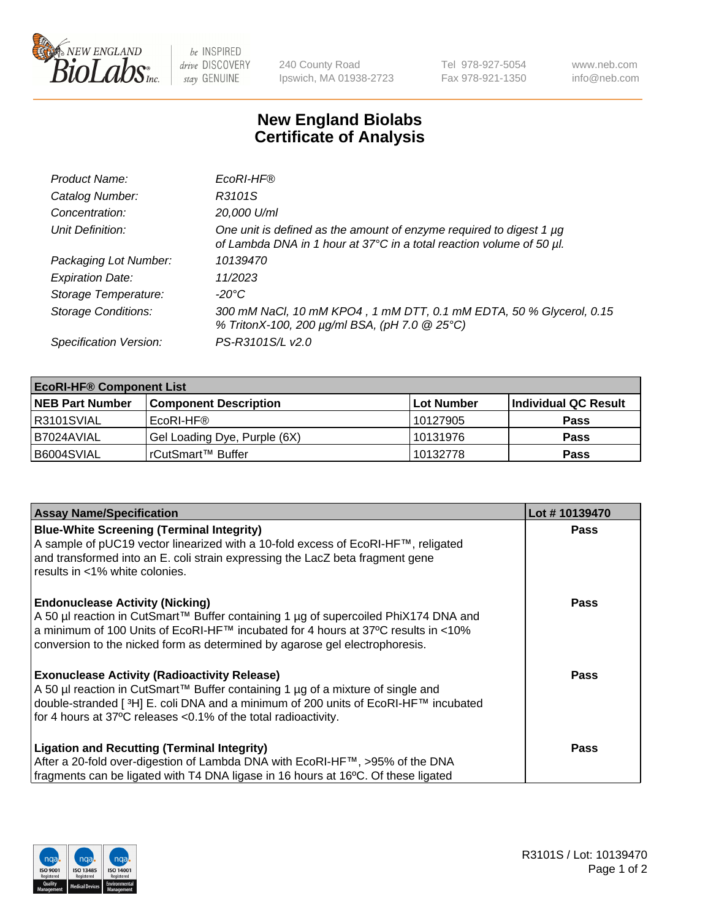# New England Biolabs Certificate of Analysis

| | |
|---|---|
| *Product Name:* | *EcoRI-HF®* |
| *Catalog Number:* | *R3101S* |
| *Concentration:* | *20,000 U/ml* |
| *Unit Definition:* | *One unit is defined as the amount of enzyme required to digest 1 µg of Lambda DNA in 1 hour at 37°C in a total reaction volume of 50 µl.* |
| *Packaging Lot Number:* | *10139470* |
| *Expiration Date:* | *11/2023* |
| *Storage Temperature:* | *-20°C* |
| *Storage Conditions:* | *300 mM NaCl, 10 mM KPO4 , 1 mM DTT, 0.1 mM EDTA, 50 % Glycerol, 0.15 % TritonX-100, 200 µg/ml BSA, (pH 7.0 @ 25°C)* |
| *Specification Version:* | *PS-R3101S/L v2.0* |

| **EcoRI-HF® Component List** | | | |
|---|---|---|---|
| **NEB Part Number** | **Component Description** | **Lot Number** | **Individual QC Result** |
| R3101SVIAL | EcoRI-HF® | 10127905 | **Pass** |
| B7024AVIAL | Gel Loading Dye, Purple (6X) | 10131976 | **Pass** |
| B6004SVIAL | rCutSmart™ Buffer | 10132778 | **Pass** |

| **Assay Name/Specification** | **Lot # 10139470** |
|---|---|
| **Blue-White Screening (Terminal Integrity)** A sample of pUC19 vector linearized with a 10-fold excess of EcoRI-HF™, religated and transformed into an E. coli strain expressing the LacZ beta fragment gene results in <1% white colonies. | **Pass** |
| **Endonuclease Activity (Nicking)** A 50 µl reaction in CutSmart™ Buffer containing 1 µg of supercoiled PhiX174 DNA and a minimum of 100 Units of EcoRI-HF™ incubated for 4 hours at 37ºC results in <10% conversion to the nicked form as determined by agarose gel electrophoresis. | **Pass** |
| **Exonuclease Activity (Radioactivity Release)** A 50 µl reaction in CutSmart™ Buffer containing 1 µg of a mixture of single and double-stranded [ $^3$H] E. coli DNA and a minimum of 200 units of EcoRI-HF™ incubated for 4 hours at 37ºC releases <0.1% of the total radioactivity. | **Pass** |
| **Ligation and Recutting (Terminal Integrity)** After a 20-fold over-digestion of Lambda DNA with EcoRI-HF™, >95% of the DNA fragments can be ligated with T4 DNA ligase in 16 hours at 16ºC. Of these ligated | **Pass** |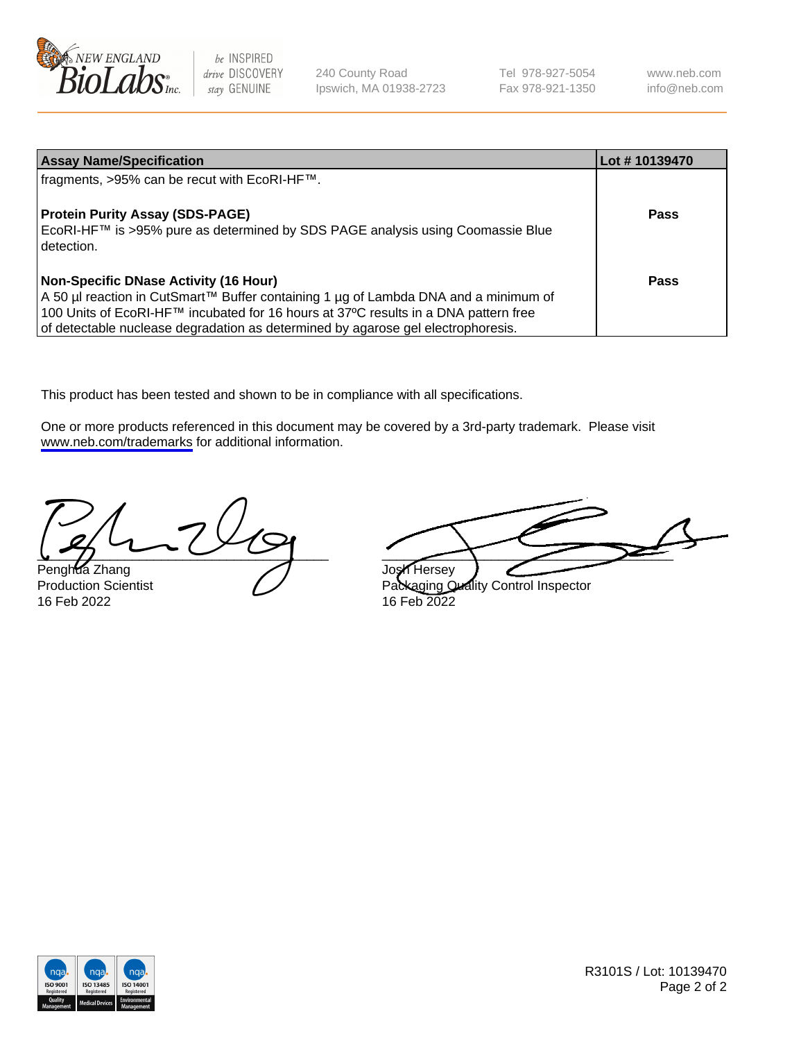| Assay Name/Specification | Lot # 10139470 |
|---|---|
| fragments, >95% can be recut with EcoRI-HF™. | |
| **Protein Purity Assay (SDS-PAGE)**<br>EcoRI-HF™ is >95% pure as determined by SDS PAGE analysis using Coomassie Blue detection. | **Pass** |
| **Non-Specific DNase Activity (16 Hour)**<br>A 50 µl reaction in CutSmart™ Buffer containing 1 µg of Lambda DNA and a minimum of 100 Units of EcoRI-HF™ incubated for 16 hours at 37ºC results in a DNA pattern free of detectable nuclease degradation as determined by agarose gel electrophoresis. | **Pass** |

This product has been tested and shown to be in compliance with all specifications.

One or more products referenced in this document may be covered by a 3rd-party trademark. Please visit www.neb.com/trademarks for additional information.

Penghua Zhang
Production Scientist
16 Feb 2022

Josh Hersey
Packaging Quality Control Inspector
16 Feb 2022

R3101S / Lot: 10139470